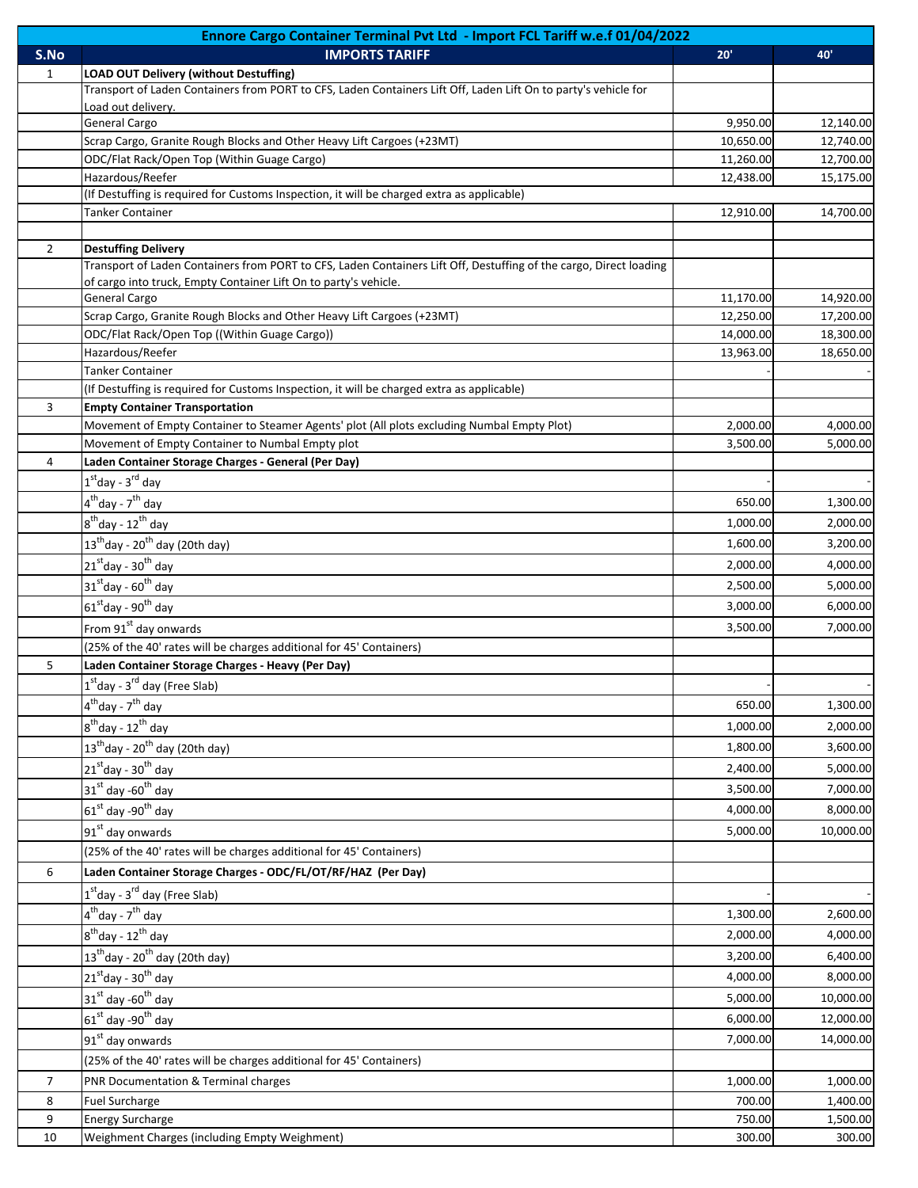| Ennore Cargo Container Terminal Pvt Ltd - Import FCL Tariff w.e.f 01/04/2022 | | | |
|---|---|---|---|
| **S.No** | **IMPORTS TARIFF** | **20'** | **40'** |
| 1 | **LOAD OUT Delivery (without Destuffing)** | | |
| | Transport of Laden Containers from PORT to CFS, Laden Containers Lift Off, Laden Lift On to party's vehicle for Load out delivery. | | |
| | General Cargo | 9,950.00 | 12,140.00 |
| | Scrap Cargo, Granite Rough Blocks and Other Heavy Lift Cargoes (+23MT) | 10,650.00 | 12,740.00 |
| | ODC/Flat Rack/Open Top (Within Guage Cargo) | 11,260.00 | 12,700.00 |
| | Hazardous/Reefer | 12,438.00 | 15,175.00 |
| | (If Destuffing is required for Customs Inspection, it will be charged extra as applicable) | | |
| | Tanker Container | 12,910.00 | 14,700.00 |
| | | | |
| 2 | **Destuffing Delivery** | | |
| | Transport of Laden Containers from PORT to CFS, Laden Containers Lift Off, Destuffing of the cargo, Direct loading of cargo into truck, Empty Container Lift On to party's vehicle. | | |
| | General Cargo | 11,170.00 | 14,920.00 |
| | Scrap Cargo, Granite Rough Blocks and Other Heavy Lift Cargoes (+23MT) | 12,250.00 | 17,200.00 |
| | ODC/Flat Rack/Open Top ((Within Guage Cargo)) | 14,000.00 | 18,300.00 |
| | Hazardous/Reefer | 13,963.00 | 18,650.00 |
| | Tanker Container | - | - |
| | (If Destuffing is required for Customs Inspection, it will be charged extra as applicable) | | |
| 3 | **Empty Container Transportation** | | |
| | Movement of Empty Container to Steamer Agents' plot (All plots excluding Numbal Empty Plot) | 2,000.00 | 4,000.00 |
| | Movement of Empty Container to Numbal Empty plot | 3,500.00 | 5,000.00 |
| 4 | **Laden Container Storage Charges - General (Per Day)** | | |
| | 1st day - 3rd day | - | - |
| | 4th day - 7th day | 650.00 | 1,300.00 |
| | 8th day - 12th day | 1,000.00 | 2,000.00 |
| | 13th day - 20th day (20th day) | 1,600.00 | 3,200.00 |
| | 21st day - 30th day | 2,000.00 | 4,000.00 |
| | 31st day - 60th day | 2,500.00 | 5,000.00 |
| | 61st day - 90th day | 3,000.00 | 6,000.00 |
| | From 91st day onwards | 3,500.00 | 7,000.00 |
| | (25% of the 40' rates will be charges additional for 45' Containers) | | |
| 5 | **Laden Container Storage Charges - Heavy (Per Day)** | | |
| | 1st day - 3rd day (Free Slab) | - | - |
| | 4th day - 7th day | 650.00 | 1,300.00 |
| | 8th day - 12th day | 1,000.00 | 2,000.00 |
| | 13th day - 20th day (20th day) | 1,800.00 | 3,600.00 |
| | 21st day - 30th day | 2,400.00 | 5,000.00 |
| | 31st day -60th day | 3,500.00 | 7,000.00 |
| | 61st day -90th day | 4,000.00 | 8,000.00 |
| | 91st day onwards | 5,000.00 | 10,000.00 |
| | (25% of the 40' rates will be charges additional for 45' Containers) | | |
| 6 | **Laden Container Storage Charges - ODC/FL/OT/RF/HAZ (Per Day)** | | |
| | 1st day - 3rd day (Free Slab) | - | - |
| | 4th day - 7th day | 1,300.00 | 2,600.00 |
| | 8th day - 12th day | 2,000.00 | 4,000.00 |
| | 13th day - 20th day (20th day) | 3,200.00 | 6,400.00 |
| | 21st day - 30th day | 4,000.00 | 8,000.00 |
| | 31st day -60th day | 5,000.00 | 10,000.00 |
| | 61st day -90th day | 6,000.00 | 12,000.00 |
| | 91st day onwards | 7,000.00 | 14,000.00 |
| | (25% of the 40' rates will be charges additional for 45' Containers) | | |
| 7 | PNR Documentation & Terminal charges | 1,000.00 | 1,000.00 |
| 8 | Fuel Surcharge | 700.00 | 1,400.00 |
| 9 | Energy Surcharge | 750.00 | 1,500.00 |
| 10 | Weighment Charges (including Empty Weighment) | 300.00 | 300.00 |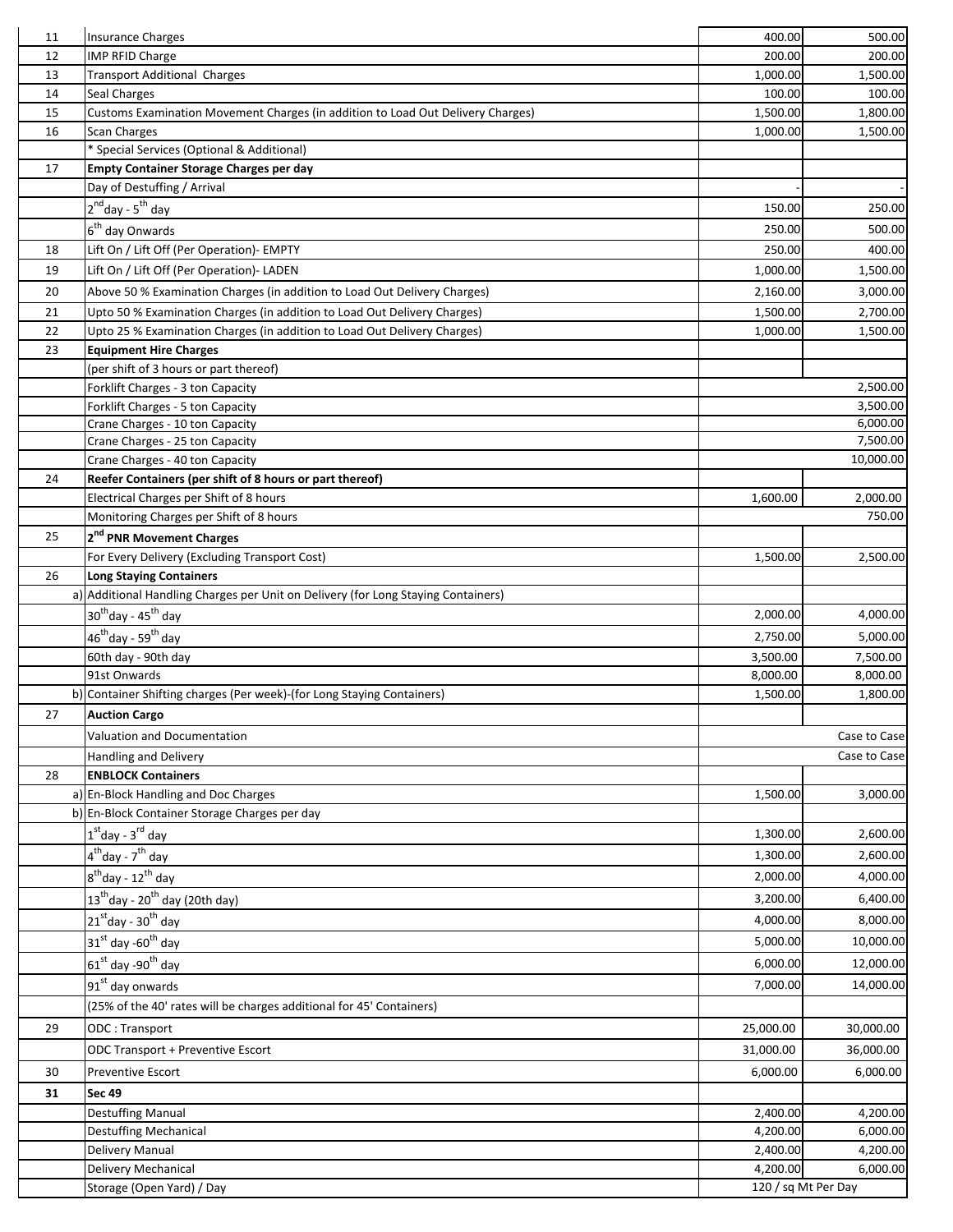| | | | |
|---|---|---|---|
| 11 | Insurance Charges | 400.00 | 500.00 |
| 12 | IMP RFID Charge | 200.00 | 200.00 |
| 13 | Transport Additional Charges | 1,000.00 | 1,500.00 |
| 14 | Seal Charges | 100.00 | 100.00 |
| 15 | Customs Examination Movement Charges (in addition to Load Out Delivery Charges) | 1,500.00 | 1,800.00 |
| 16 | Scan Charges | 1,000.00 | 1,500.00 |
| | * Special Services (Optional & Additional) | | |
| 17 | **Empty Container Storage Charges per day** | | |
| | Day of Destuffing / Arrival | - | - |
| | 2nd day - 5th day | 150.00 | 250.00 |
| | 6th day Onwards | 250.00 | 500.00 |
| 18 | Lift On / Lift Off (Per Operation)- EMPTY | 250.00 | 400.00 |
| 19 | Lift On / Lift Off (Per Operation)- LADEN | 1,000.00 | 1,500.00 |
| 20 | Above 50 % Examination Charges (in addition to Load Out Delivery Charges) | 2,160.00 | 3,000.00 |
| 21 | Upto 50 % Examination Charges (in addition to Load Out Delivery Charges) | 1,500.00 | 2,700.00 |
| 22 | Upto 25 % Examination Charges (in addition to Load Out Delivery Charges) | 1,000.00 | 1,500.00 |
| 23 | **Equipment Hire Charges** | | |
| | (per shift of 3 hours or part thereof) | | |
| | Forklift Charges - 3 ton Capacity | | 2,500.00 |
| | Forklift Charges - 5 ton Capacity | | 3,500.00 |
| | Crane Charges - 10 ton Capacity | | 6,000.00 |
| | Crane Charges - 25 ton Capacity | | 7,500.00 |
| | Crane Charges - 40 ton Capacity | | 10,000.00 |
| 24 | **Reefer Containers (per shift of 8 hours or part thereof)** | | |
| | Electrical Charges per Shift of 8 hours | 1,600.00 | 2,000.00 |
| | Monitoring Charges per Shift of 8 hours | | 750.00 |
| 25 | **2nd PNR Movement Charges** | | |
| | For Every Delivery (Excluding Transport Cost) | 1,500.00 | 2,500.00 |
| 26 | **Long Staying Containers** | | |
| | a) Additional Handling Charges per Unit on Delivery (for Long Staying Containers) | | |
| | 30th day - 45th day | 2,000.00 | 4,000.00 |
| | 46th day - 59th day | 2,750.00 | 5,000.00 |
| | 60th day - 90th day | 3,500.00 | 7,500.00 |
| | 91st Onwards | 8,000.00 | 8,000.00 |
| | b) Container Shifting charges (Per week)-(for Long Staying Containers) | 1,500.00 | 1,800.00 |
| 27 | **Auction Cargo** | | |
| | Valuation and Documentation | | Case to Case |
| | Handling and Delivery | | Case to Case |
| 28 | **ENBLOCK Containers** | | |
| | a) En-Block Handling and Doc Charges | 1,500.00 | 3,000.00 |
| | b) En-Block Container Storage Charges per day | | |
| | 1st day - 3rd day | 1,300.00 | 2,600.00 |
| | 4th day - 7th day | 1,300.00 | 2,600.00 |
| | 8th day - 12th day | 2,000.00 | 4,000.00 |
| | 13th day - 20th day (20th day) | 3,200.00 | 6,400.00 |
| | 21st day - 30th day | 4,000.00 | 8,000.00 |
| | 31st day -60th day | 5,000.00 | 10,000.00 |
| | 61st day -90th day | 6,000.00 | 12,000.00 |
| | 91st day onwards | 7,000.00 | 14,000.00 |
| | (25% of the 40' rates will be charges additional for 45' Containers) | | |
| 29 | ODC : Transport | 25,000.00 | 30,000.00 |
| | ODC Transport + Preventive Escort | 31,000.00 | 36,000.00 |
| 30 | Preventive Escort | 6,000.00 | 6,000.00 |
| **31** | **Sec 49** | | |
| | Destuffing Manual | 2,400.00 | 4,200.00 |
| | Destuffing Mechanical | 4,200.00 | 6,000.00 |
| | Delivery Manual | 2,400.00 | 4,200.00 |
| | Delivery Mechanical | 4,200.00 | 6,000.00 |
| | Storage (Open Yard) / Day | 120 / sq Mt Per Day | |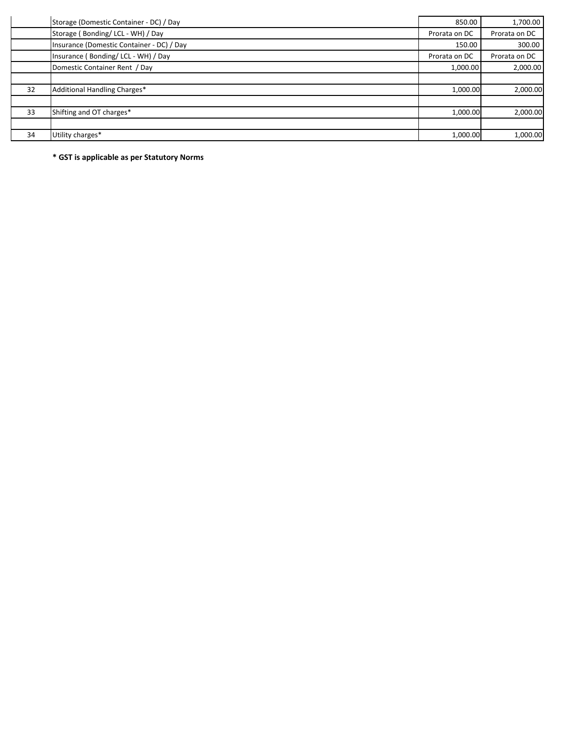| | | | |
|---|---|---|---|
| | Storage (Domestic Container - DC) / Day | 850.00 | 1,700.00 |
| | Storage ( Bonding/ LCL - WH) / Day | Prorata on DC | Prorata on DC |
| | Insurance (Domestic Container - DC) / Day | 150.00 | 300.00 |
| | Insurance ( Bonding/ LCL - WH) / Day | Prorata on DC | Prorata on DC |
| | Domestic Container Rent / Day | 1,000.00 | 2,000.00 |
| | | | |
| 32 | Additional Handling Charges* | 1,000.00 | 2,000.00 |
| | | | |
| 33 | Shifting and OT charges* | 1,000.00 | 2,000.00 |
| | | | |
| 34 | Utility charges* | 1,000.00 | 1,000.00 |

**\* GST is applicable as per Statutory Norms**